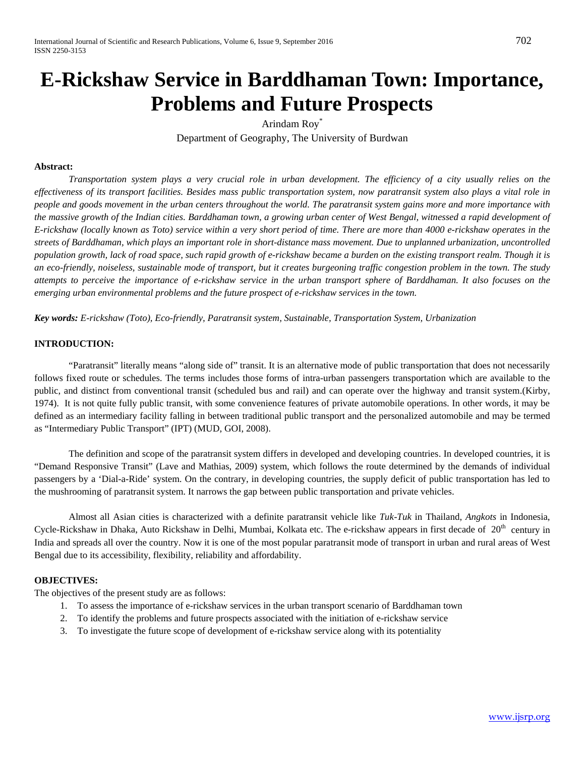# E-Rickshaw Service in Barddhaman Town: Importance, Problems and Future Prospects

Arindam Roy*

Department of Geography, The University of Burdwan

**Abstract:**

*Transportation system plays a very crucial role in urban development. The efficiency of a city usually relies on the effectiveness of its transport facilities. Besides mass public transportation system, now paratransit system also plays a vital role in people and goods movement in the urban centers throughout the world. The paratransit system gains more and more importance with the massive growth of the Indian cities. Barddhaman town, a growing urban center of West Bengal, witnessed a rapid development of E-rickshaw (locally known as Toto) service within a very short period of time. There are more than 4000 e-rickshaw operates in the streets of Barddhaman, which plays an important role in short-distance mass movement. Due to unplanned urbanization, uncontrolled population growth, lack of road space, such rapid growth of e-rickshaw became a burden on the existing transport realm. Though it is an eco-friendly, noiseless, sustainable mode of transport, but it creates burgeoning traffic congestion problem in the town. The study attempts to perceive the importance of e-rickshaw service in the urban transport sphere of Barddhaman. It also focuses on the emerging urban environmental problems and the future prospect of e-rickshaw services in the town.*

***Key words:*** *E-rickshaw (Toto), Eco-friendly, Paratransit system, Sustainable, Transportation System, Urbanization*

## INTRODUCTION:

"Paratransit" literally means "along side of" transit. It is an alternative mode of public transportation that does not necessarily follows fixed route or schedules. The terms includes those forms of intra-urban passengers transportation which are available to the public, and distinct from conventional transit (scheduled bus and rail) and can operate over the highway and transit system.(Kirby, 1974). It is not quite fully public transit, with some convenience features of private automobile operations. In other words, it may be defined as an intermediary facility falling in between traditional public transport and the personalized automobile and may be termed as "Intermediary Public Transport" (IPT) (MUD, GOI, 2008).

The definition and scope of the paratransit system differs in developed and developing countries. In developed countries, it is "Demand Responsive Transit" (Lave and Mathias, 2009) system, which follows the route determined by the demands of individual passengers by a 'Dial-a-Ride' system. On the contrary, in developing countries, the supply deficit of public transportation has led to the mushrooming of paratransit system. It narrows the gap between public transportation and private vehicles.

Almost all Asian cities is characterized with a definite paratransit vehicle like *Tuk-Tuk* in Thailand, *Angkots* in Indonesia, Cycle-Rickshaw in Dhaka, Auto Rickshaw in Delhi, Mumbai, Kolkata etc. The e-rickshaw appears in first decade of 20th century in India and spreads all over the country. Now it is one of the most popular paratransit mode of transport in urban and rural areas of West Bengal due to its accessibility, flexibility, reliability and affordability.

## OBJECTIVES:

The objectives of the present study are as follows:

1. To assess the importance of e-rickshaw services in the urban transport scenario of Barddhaman town
2. To identify the problems and future prospects associated with the initiation of e-rickshaw service
3. To investigate the future scope of development of e-rickshaw service along with its potentiality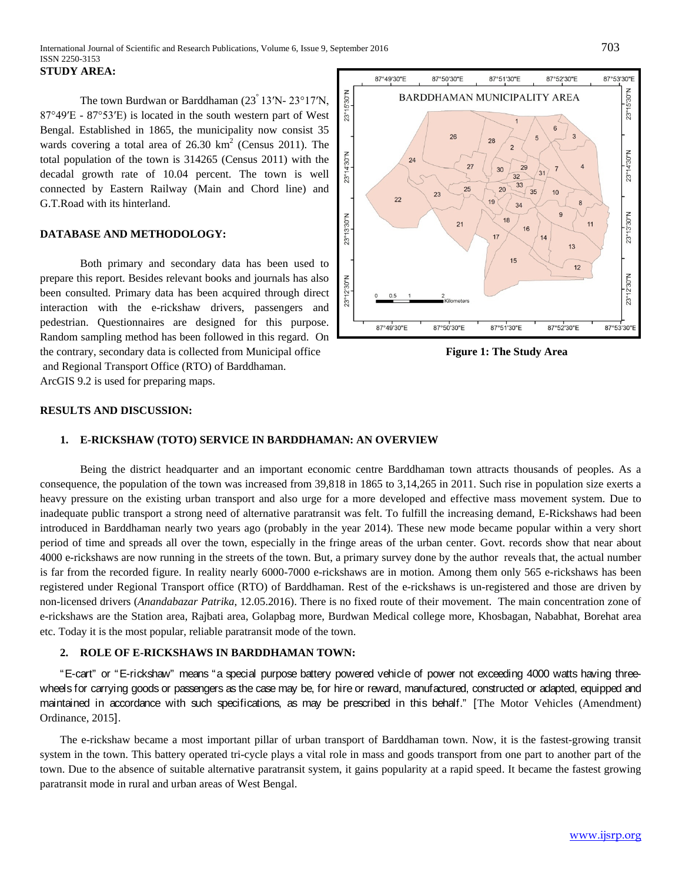**STUDY AREA:**

The town Burdwan or Barddhaman (23° 13′N- 23°17′N, 87°49′E - 87°53′E) is located in the south western part of West Bengal. Established in 1865, the municipality now consist 35 wards covering a total area of 26.30 km$^2$ (Census 2011). The total population of the town is 314265 (Census 2011) with the decadal growth rate of 10.04 percent. The town is well connected by Eastern Railway (Main and Chord line) and G.T.Road with its hinterland.

**Figure 1: The Study Area**

**DATABASE AND METHODOLOGY:**

Both primary and secondary data has been used to prepare this report. Besides relevant books and journals has also been consulted. Primary data has been acquired through direct interaction with the e-rickshaw drivers, passengers and pedestrian. Questionnaires are designed for this purpose. Random sampling method has been followed in this regard. On the contrary, secondary data is collected from Municipal office and Regional Transport Office (RTO) of Barddhaman. ArcGIS 9.2 is used for preparing maps.

**RESULTS AND DISCUSSION:**

**1. E-RICKSHAW (TOTO) SERVICE IN BARDDHAMAN: AN OVERVIEW**

Being the district headquarter and an important economic centre Barddhaman town attracts thousands of peoples. As a consequence, the population of the town was increased from 39,818 in 1865 to 3,14,265 in 2011. Such rise in population size exerts a heavy pressure on the existing urban transport and also urge for a more developed and effective mass movement system. Due to inadequate public transport a strong need of alternative paratransit was felt. To fulfill the increasing demand, E-Rickshaws had been introduced in Barddhaman nearly two years ago (probably in the year 2014). These new mode became popular within a very short period of time and spreads all over the town, especially in the fringe areas of the urban center. Govt. records show that near about 4000 e-rickshaws are now running in the streets of the town. But, a primary survey done by the author reveals that, the actual number is far from the recorded figure. In reality nearly 6000-7000 e-rickshaws are in motion. Among them only 565 e-rickshaws has been registered under Regional Transport office (RTO) of Barddhaman. Rest of the e-rickshaws is un-registered and those are driven by non-licensed drivers (*Anandabazar Patrika*, 12.05.2016). There is no fixed route of their movement. The main concentration zone of e-rickshaws are the Station area, Rajbati area, Golapbag more, Burdwan Medical college more, Khosbagan, Nababhat, Borehat area etc. Today it is the most popular, reliable paratransit mode of the town.

**2. ROLE OF E-RICKSHAWS IN BARDDHAMAN TOWN:**

"E-cart" or "E-rickshaw" means "a special purpose battery powered vehicle of power not exceeding 4000 watts having three-wheels for carrying goods or passengers as the case may be, for hire or reward, manufactured, constructed or adapted, equipped and maintained in accordance with such specifications, as may be prescribed in this behalf." [The Motor Vehicles (Amendment) Ordinance, 2015].

The e-rickshaw became a most important pillar of urban transport of Barddhaman town. Now, it is the fastest-growing transit system in the town. This battery operated tri-cycle plays a vital role in mass and goods transport from one part to another part of the town. Due to the absence of suitable alternative paratransit system, it gains popularity at a rapid speed. It became the fastest growing paratransit mode in rural and urban areas of West Bengal.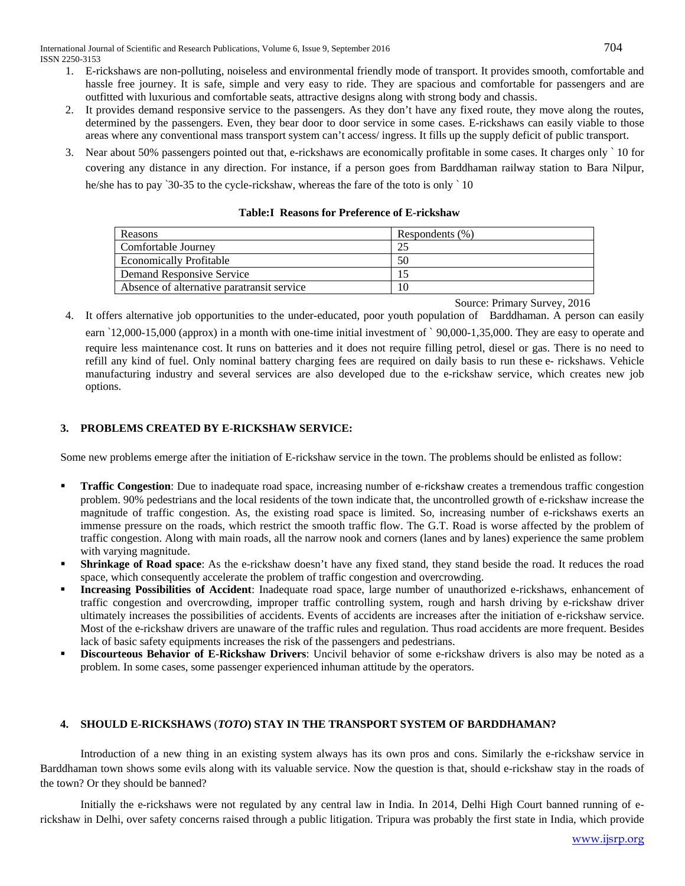1. E-rickshaws are non-polluting, noiseless and environmental friendly mode of transport. It provides smooth, comfortable and hassle free journey. It is safe, simple and very easy to ride. They are spacious and comfortable for passengers and are outfitted with luxurious and comfortable seats, attractive designs along with strong body and chassis.
2. It provides demand responsive service to the passengers. As they don't have any fixed route, they move along the routes, determined by the passengers. Even, they bear door to door service in some cases. E-rickshaws can easily viable to those areas where any conventional mass transport system can't access/ ingress. It fills up the supply deficit of public transport.
3. Near about 50% passengers pointed out that, e-rickshaws are economically profitable in some cases. It charges only ` 10 for covering any distance in any direction. For instance, if a person goes from Barddhaman railway station to Bara Nilpur, he/she has to pay `30-35 to the cycle-rickshaw, whereas the fare of the toto is only ` 10

**Table:I Reasons for Preference of E-rickshaw**

| Reasons | Respondents (%) |
|---|---|
| Comfortable Journey | 25 |
| Economically Profitable | 50 |
| Demand Responsive Service | 15 |
| Absence of alternative paratransit service | 10 |

Source: Primary Survey, 2016

4. It offers alternative job opportunities to the under-educated, poor youth population of Barddhaman. A person can easily earn `12,000-15,000 (approx) in a month with one-time initial investment of ` 90,000-1,35,000. They are easy to operate and require less maintenance cost. It runs on batteries and it does not require filling petrol, diesel or gas. There is no need to refill any kind of fuel. Only nominal battery charging fees are required on daily basis to run these e- rickshaws. Vehicle manufacturing industry and several services are also developed due to the e-rickshaw service, which creates new job options.

### 3. PROBLEMS CREATED BY E-RICKSHAW SERVICE:

Some new problems emerge after the initiation of E-rickshaw service in the town. The problems should be enlisted as follow:

- **Traffic Congestion**: Due to inadequate road space, increasing number of e-rickshaw creates a tremendous traffic congestion problem. 90% pedestrians and the local residents of the town indicate that, the uncontrolled growth of e-rickshaw increase the magnitude of traffic congestion. As, the existing road space is limited. So, increasing number of e-rickshaws exerts an immense pressure on the roads, which restrict the smooth traffic flow. The G.T. Road is worse affected by the problem of traffic congestion. Along with main roads, all the narrow nook and corners (lanes and by lanes) experience the same problem with varying magnitude.
- **Shrinkage of Road space**: As the e-rickshaw doesn't have any fixed stand, they stand beside the road. It reduces the road space, which consequently accelerate the problem of traffic congestion and overcrowding.
- **Increasing Possibilities of Accident**: Inadequate road space, large number of unauthorized e-rickshaws, enhancement of traffic congestion and overcrowding, improper traffic controlling system, rough and harsh driving by e-rickshaw driver ultimately increases the possibilities of accidents. Events of accidents are increases after the initiation of e-rickshaw service. Most of the e-rickshaw drivers are unaware of the traffic rules and regulation. Thus road accidents are more frequent. Besides lack of basic safety equipments increases the risk of the passengers and pedestrians.
- **Discourteous Behavior of E-Rickshaw Drivers**: Uncivil behavior of some e-rickshaw drivers is also may be noted as a problem. In some cases, some passenger experienced inhuman attitude by the operators.

### 4. SHOULD E-RICKSHAWS (*TOTO*) STAY IN THE TRANSPORT SYSTEM OF BARDDHAMAN?

Introduction of a new thing in an existing system always has its own pros and cons. Similarly the e-rickshaw service in Barddhaman town shows some evils along with its valuable service. Now the question is that, should e-rickshaw stay in the roads of the town? Or they should be banned?

Initially the e-rickshaws were not regulated by any central law in India. In 2014, Delhi High Court banned running of e-rickshaw in Delhi, over safety concerns raised through a public litigation. Tripura was probably the first state in India, which provide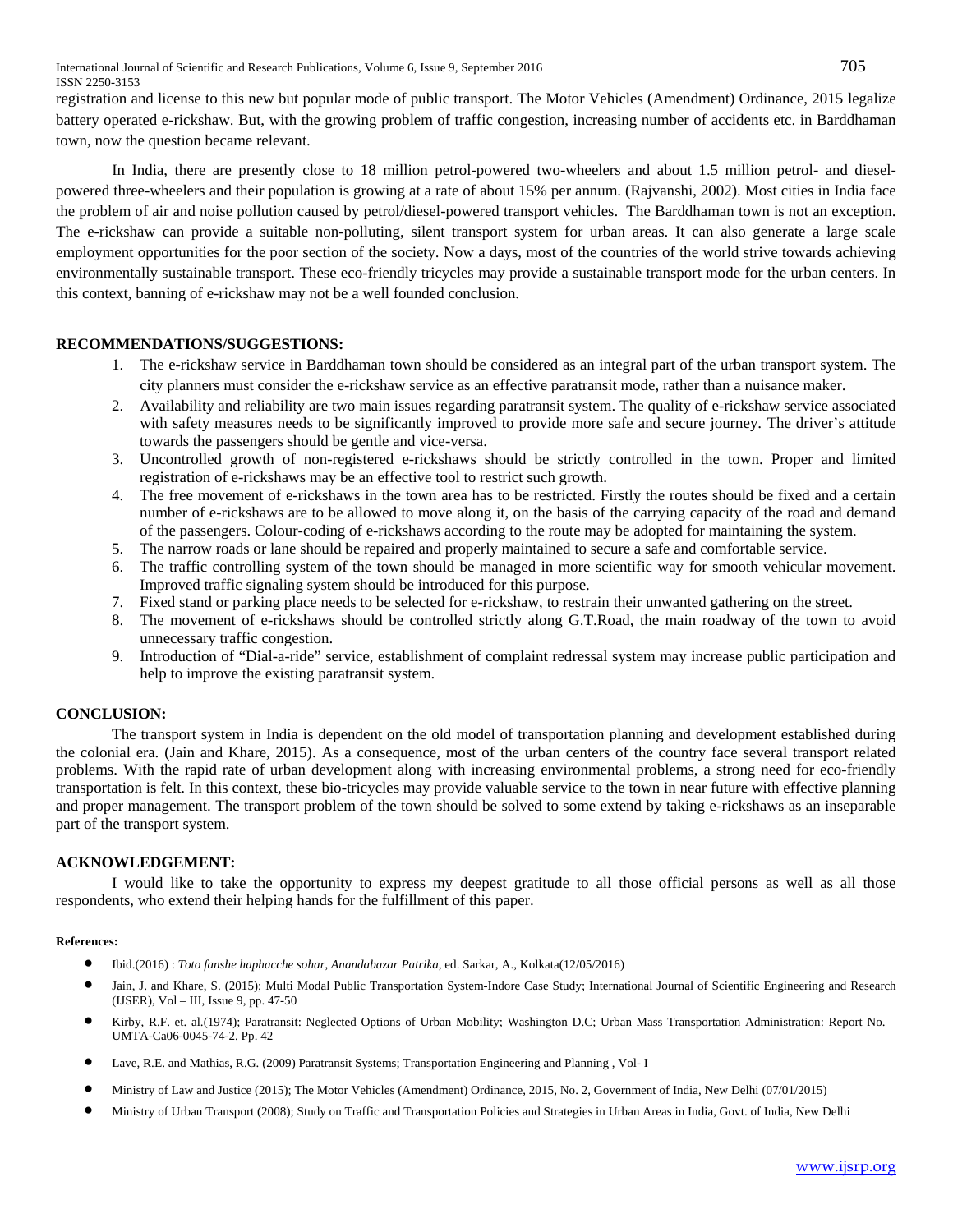registration and license to this new but popular mode of public transport. The Motor Vehicles (Amendment) Ordinance, 2015 legalize battery operated e-rickshaw. But, with the growing problem of traffic congestion, increasing number of accidents etc. in Barddhaman town, now the question became relevant.

In India, there are presently close to 18 million petrol-powered two-wheelers and about 1.5 million petrol- and diesel-powered three-wheelers and their population is growing at a rate of about 15% per annum. (Rajvanshi, 2002). Most cities in India face the problem of air and noise pollution caused by petrol/diesel-powered transport vehicles. The Barddhaman town is not an exception. The e-rickshaw can provide a suitable non-polluting, silent transport system for urban areas. It can also generate a large scale employment opportunities for the poor section of the society. Now a days, most of the countries of the world strive towards achieving environmentally sustainable transport. These eco-friendly tricycles may provide a sustainable transport mode for the urban centers. In this context, banning of e-rickshaw may not be a well founded conclusion.

## RECOMMENDATIONS/SUGGESTIONS:

1. The e-rickshaw service in Barddhaman town should be considered as an integral part of the urban transport system. The city planners must consider the e-rickshaw service as an effective paratransit mode, rather than a nuisance maker.
2. Availability and reliability are two main issues regarding paratransit system. The quality of e-rickshaw service associated with safety measures needs to be significantly improved to provide more safe and secure journey. The driver's attitude towards the passengers should be gentle and vice-versa.
3. Uncontrolled growth of non-registered e-rickshaws should be strictly controlled in the town. Proper and limited registration of e-rickshaws may be an effective tool to restrict such growth.
4. The free movement of e-rickshaws in the town area has to be restricted. Firstly the routes should be fixed and a certain number of e-rickshaws are to be allowed to move along it, on the basis of the carrying capacity of the road and demand of the passengers. Colour-coding of e-rickshaws according to the route may be adopted for maintaining the system.
5. The narrow roads or lane should be repaired and properly maintained to secure a safe and comfortable service.
6. The traffic controlling system of the town should be managed in more scientific way for smooth vehicular movement. Improved traffic signaling system should be introduced for this purpose.
7. Fixed stand or parking place needs to be selected for e-rickshaw, to restrain their unwanted gathering on the street.
8. The movement of e-rickshaws should be controlled strictly along G.T.Road, the main roadway of the town to avoid unnecessary traffic congestion.
9. Introduction of "Dial-a-ride" service, establishment of complaint redressal system may increase public participation and help to improve the existing paratransit system.

## CONCLUSION:

The transport system in India is dependent on the old model of transportation planning and development established during the colonial era. (Jain and Khare, 2015). As a consequence, most of the urban centers of the country face several transport related problems. With the rapid rate of urban development along with increasing environmental problems, a strong need for eco-friendly transportation is felt. In this context, these bio-tricycles may provide valuable service to the town in near future with effective planning and proper management. The transport problem of the town should be solved to some extend by taking e-rickshaws as an inseparable part of the transport system.

## ACKNOWLEDGEMENT:

I would like to take the opportunity to express my deepest gratitude to all those official persons as well as all those respondents, who extend their helping hands for the fulfillment of this paper.

#### References:

- Ibid.(2016) : *Toto fanshe haphacche sohar, Anandabazar Patrika*, ed. Sarkar, A., Kolkata(12/05/2016)
- Jain, J. and Khare, S. (2015); Multi Modal Public Transportation System-Indore Case Study; International Journal of Scientific Engineering and Research (IJSER), Vol – III, Issue 9, pp. 47-50
- Kirby, R.F. et. al.(1974); Paratransit: Neglected Options of Urban Mobility; Washington D.C; Urban Mass Transportation Administration: Report No. – UMTA-Ca06-0045-74-2. Pp. 42
- Lave, R.E. and Mathias, R.G. (2009) Paratransit Systems; Transportation Engineering and Planning , Vol- I
- Ministry of Law and Justice (2015); The Motor Vehicles (Amendment) Ordinance, 2015, No. 2, Government of India, New Delhi (07/01/2015)
- Ministry of Urban Transport (2008); Study on Traffic and Transportation Policies and Strategies in Urban Areas in India, Govt. of India, New Delhi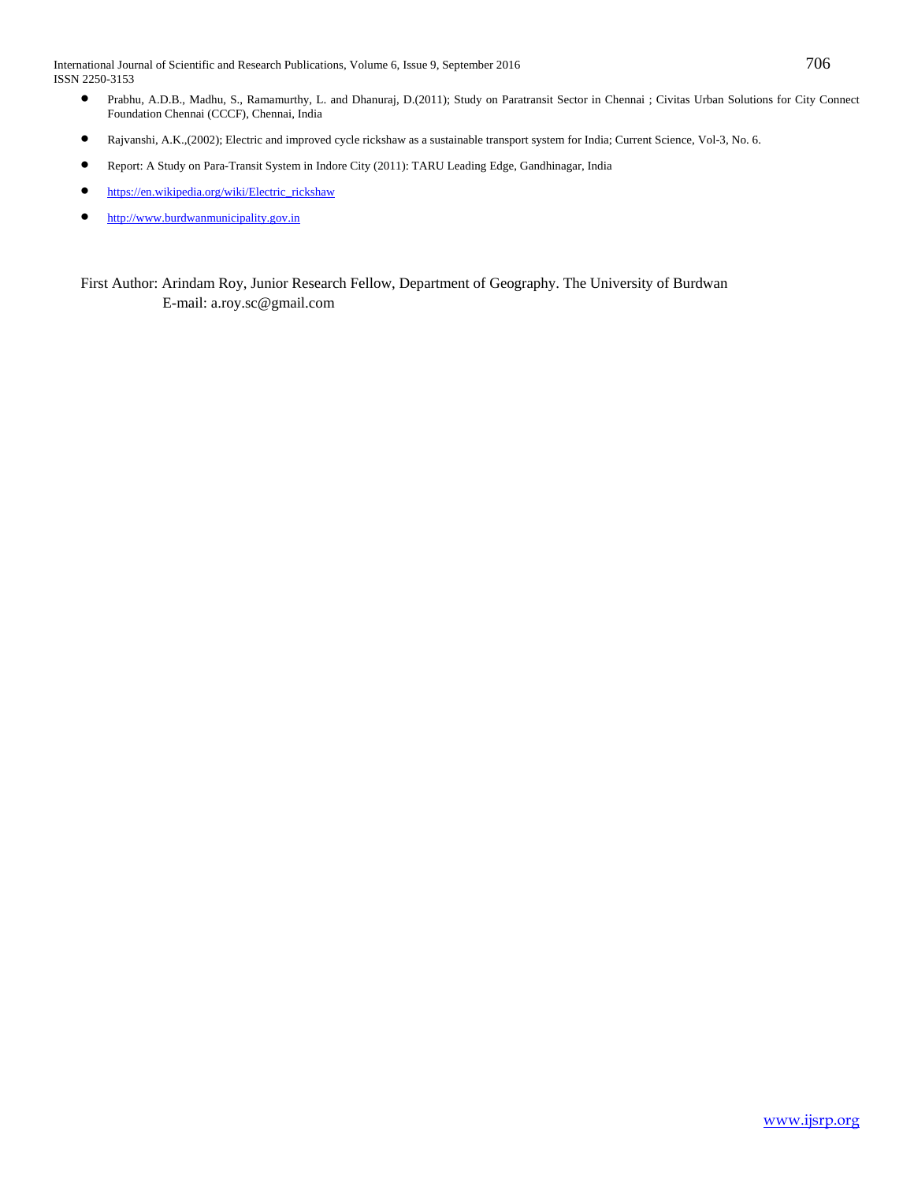- Prabhu, A.D.B., Madhu, S., Ramamurthy, L. and Dhanuraj, D.(2011); Study on Paratransit Sector in Chennai ; Civitas Urban Solutions for City Connect Foundation Chennai (CCCF), Chennai, India
- Rajvanshi, A.K.,(2002); Electric and improved cycle rickshaw as a sustainable transport system for India; Current Science, Vol-3, No. 6.
- Report: A Study on Para-Transit System in Indore City (2011): TARU Leading Edge, Gandhinagar, India
- https://en.wikipedia.org/wiki/Electric_rickshaw
- http://www.burdwanmunicipality.gov.in

First Author: Arindam Roy, Junior Research Fellow, Department of Geography. The University of Burdwan
E-mail: a.roy.sc@gmail.com